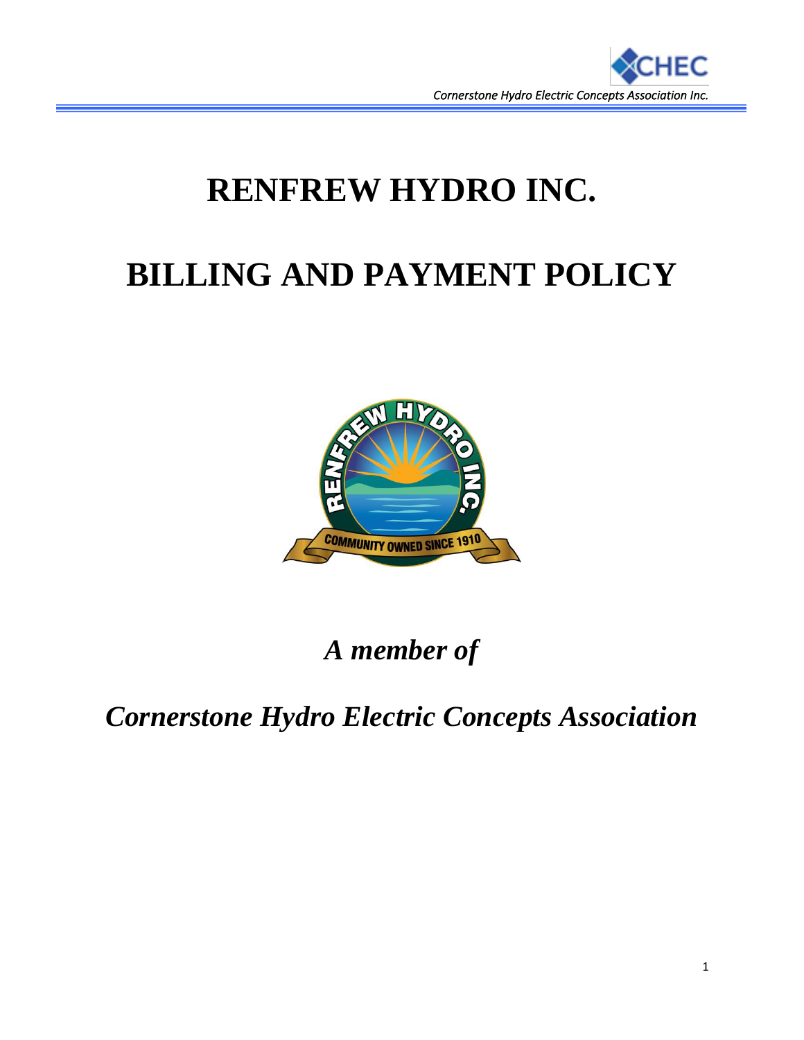# RENFREW HYDRO INC.

# BILLING AND PAYMENT POLICY

*A member of*

*Cornerstone Hydro Electric Concepts Association*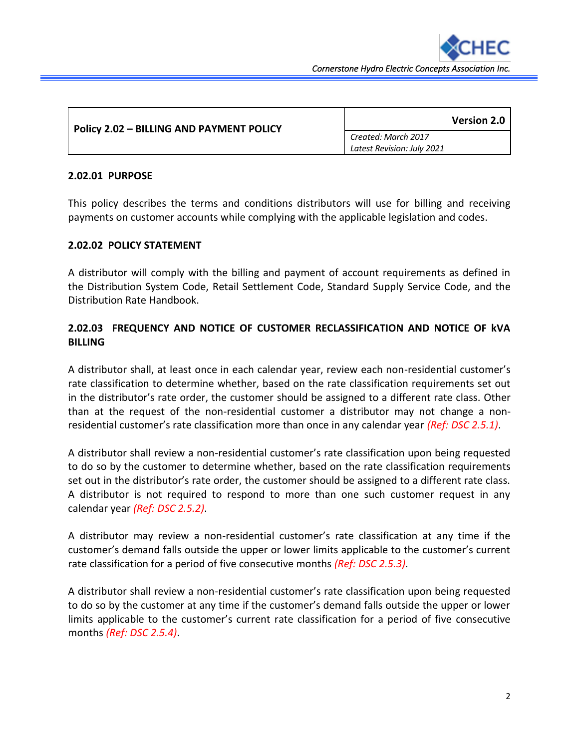| Policy 2.02 – BILLING AND PAYMENT POLICY | Version 2.0 |
| --- | --- |
| | *Created: March 2017*<br>*Latest Revision: July 2021* |

## 2.02.01 PURPOSE

This policy describes the terms and conditions distributors will use for billing and receiving payments on customer accounts while complying with the applicable legislation and codes.

## 2.02.02 POLICY STATEMENT

A distributor will comply with the billing and payment of account requirements as defined in the Distribution System Code, Retail Settlement Code, Standard Supply Service Code, and the Distribution Rate Handbook.

## 2.02.03 FREQUENCY AND NOTICE OF CUSTOMER RECLASSIFICATION AND NOTICE OF kVA BILLING

A distributor shall, at least once in each calendar year, review each non-residential customer's rate classification to determine whether, based on the rate classification requirements set out in the distributor's rate order, the customer should be assigned to a different rate class. Other than at the request of the non-residential customer a distributor may not change a non-residential customer's rate classification more than once in any calendar year *(Ref: DSC 2.5.1)*.

A distributor shall review a non-residential customer's rate classification upon being requested to do so by the customer to determine whether, based on the rate classification requirements set out in the distributor's rate order, the customer should be assigned to a different rate class. A distributor is not required to respond to more than one such customer request in any calendar year *(Ref: DSC 2.5.2)*.

A distributor may review a non-residential customer's rate classification at any time if the customer's demand falls outside the upper or lower limits applicable to the customer's current rate classification for a period of five consecutive months *(Ref: DSC 2.5.3)*.

A distributor shall review a non-residential customer's rate classification upon being requested to do so by the customer at any time if the customer's demand falls outside the upper or lower limits applicable to the customer's current rate classification for a period of five consecutive months *(Ref: DSC 2.5.4)*.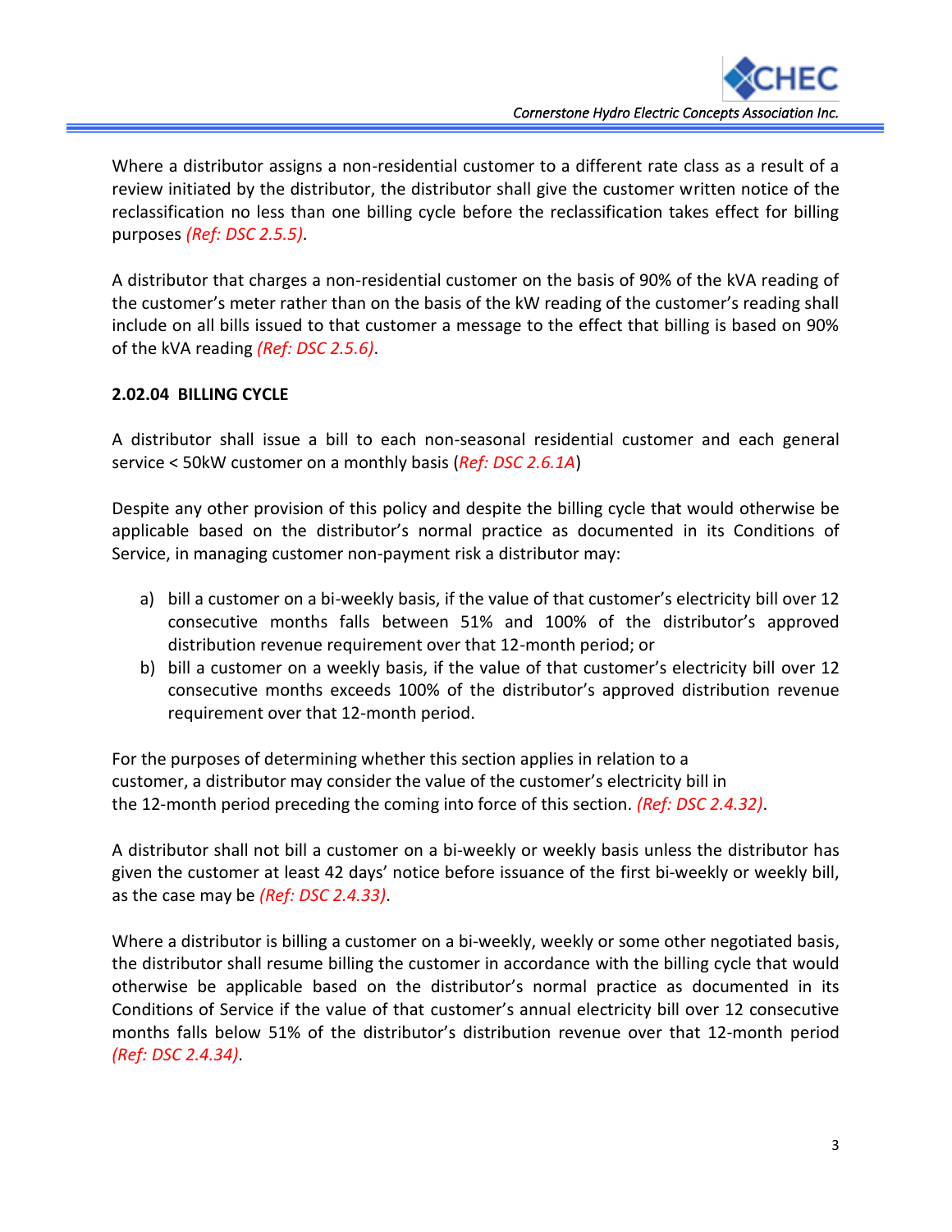Where a distributor assigns a non-residential customer to a different rate class as a result of a review initiated by the distributor, the distributor shall give the customer written notice of the reclassification no less than one billing cycle before the reclassification takes effect for billing purposes *(Ref: DSC 2.5.5)*.

A distributor that charges a non-residential customer on the basis of 90% of the kVA reading of the customer's meter rather than on the basis of the kW reading of the customer's reading shall include on all bills issued to that customer a message to the effect that billing is based on 90% of the kVA reading *(Ref: DSC 2.5.6)*.

**2.02.04 BILLING CYCLE**

A distributor shall issue a bill to each non-seasonal residential customer and each general service < 50kW customer on a monthly basis (*Ref: DSC 2.6.1A*)

Despite any other provision of this policy and despite the billing cycle that would otherwise be applicable based on the distributor's normal practice as documented in its Conditions of Service, in managing customer non-payment risk a distributor may:

a) bill a customer on a bi-weekly basis, if the value of that customer's electricity bill over 12 consecutive months falls between 51% and 100% of the distributor's approved distribution revenue requirement over that 12-month period; or
b) bill a customer on a weekly basis, if the value of that customer's electricity bill over 12 consecutive months exceeds 100% of the distributor's approved distribution revenue requirement over that 12-month period.

For the purposes of determining whether this section applies in relation to a customer, a distributor may consider the value of the customer's electricity bill in the 12-month period preceding the coming into force of this section. *(Ref: DSC 2.4.32)*.

A distributor shall not bill a customer on a bi-weekly or weekly basis unless the distributor has given the customer at least 42 days' notice before issuance of the first bi-weekly or weekly bill, as the case may be *(Ref: DSC 2.4.33)*.

Where a distributor is billing a customer on a bi-weekly, weekly or some other negotiated basis, the distributor shall resume billing the customer in accordance with the billing cycle that would otherwise be applicable based on the distributor's normal practice as documented in its Conditions of Service if the value of that customer's annual electricity bill over 12 consecutive months falls below 51% of the distributor's distribution revenue over that 12-month period *(Ref: DSC 2.4.34)*.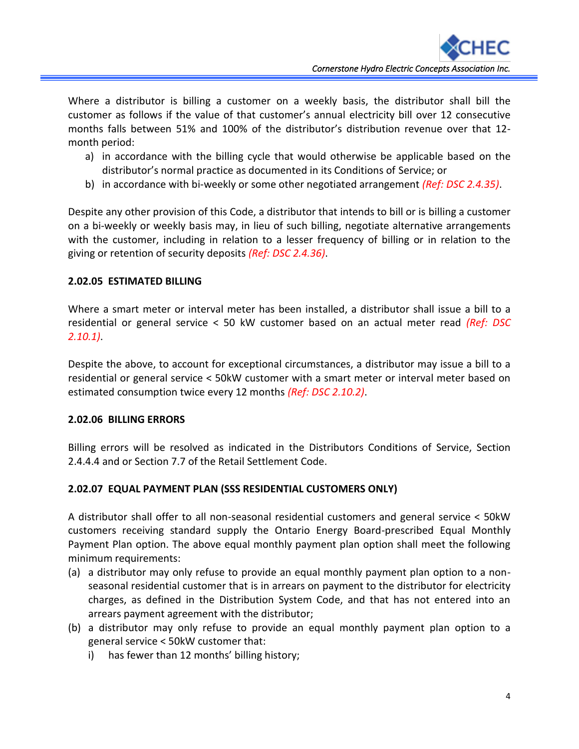Where a distributor is billing a customer on a weekly basis, the distributor shall bill the customer as follows if the value of that customer's annual electricity bill over 12 consecutive months falls between 51% and 100% of the distributor's distribution revenue over that 12-month period:

a) in accordance with the billing cycle that would otherwise be applicable based on the distributor's normal practice as documented in its Conditions of Service; or
b) in accordance with bi-weekly or some other negotiated arrangement *(Ref: DSC 2.4.35)*.

Despite any other provision of this Code, a distributor that intends to bill or is billing a customer on a bi-weekly or weekly basis may, in lieu of such billing, negotiate alternative arrangements with the customer, including in relation to a lesser frequency of billing or in relation to the giving or retention of security deposits *(Ref: DSC 2.4.36)*.

**2.02.05 ESTIMATED BILLING**

Where a smart meter or interval meter has been installed, a distributor shall issue a bill to a residential or general service < 50 kW customer based on an actual meter read *(Ref: DSC 2.10.1)*.

Despite the above, to account for exceptional circumstances, a distributor may issue a bill to a residential or general service < 50kW customer with a smart meter or interval meter based on estimated consumption twice every 12 months *(Ref: DSC 2.10.2)*.

**2.02.06 BILLING ERRORS**

Billing errors will be resolved as indicated in the Distributors Conditions of Service, Section 2.4.4.4 and or Section 7.7 of the Retail Settlement Code.

**2.02.07 EQUAL PAYMENT PLAN (SSS RESIDENTIAL CUSTOMERS ONLY)**

A distributor shall offer to all non-seasonal residential customers and general service < 50kW customers receiving standard supply the Ontario Energy Board-prescribed Equal Monthly Payment Plan option. The above equal monthly payment plan option shall meet the following minimum requirements:

(a) a distributor may only refuse to provide an equal monthly payment plan option to a non-seasonal residential customer that is in arrears on payment to the distributor for electricity charges, as defined in the Distribution System Code, and that has not entered into an arrears payment agreement with the distributor;
(b) a distributor may only refuse to provide an equal monthly payment plan option to a general service < 50kW customer that:
    i) has fewer than 12 months' billing history;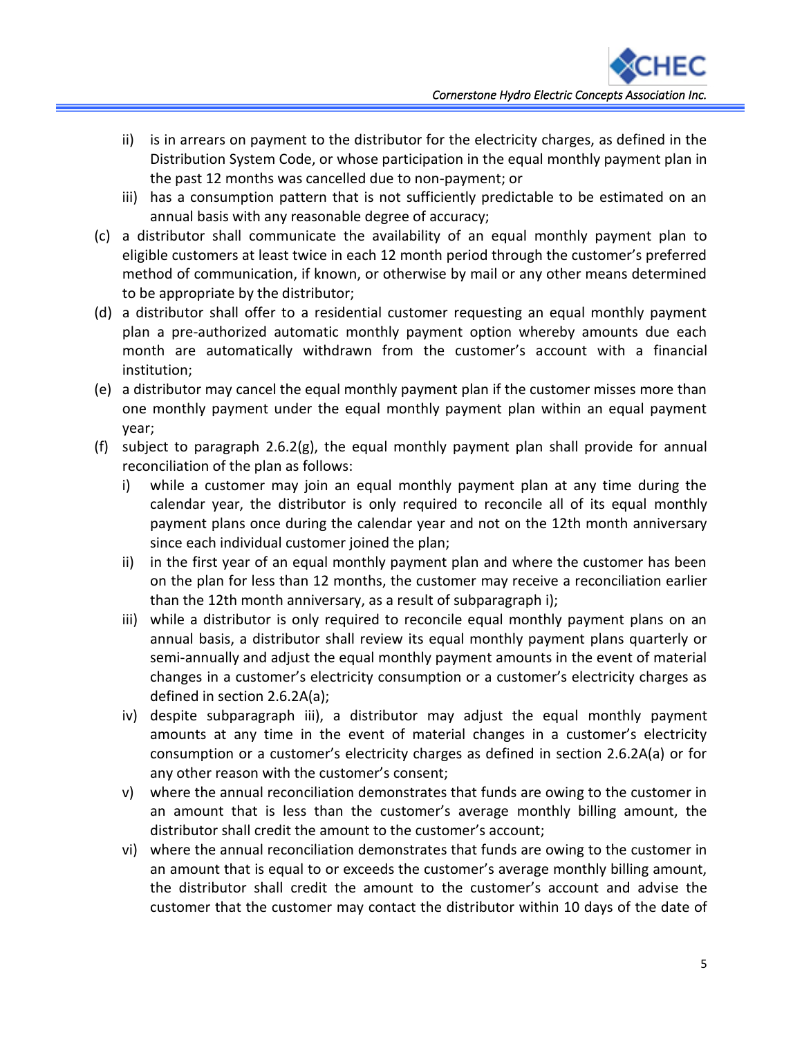ii) is in arrears on payment to the distributor for the electricity charges, as defined in the Distribution System Code, or whose participation in the equal monthly payment plan in the past 12 months was cancelled due to non-payment; or
  iii) has a consumption pattern that is not sufficiently predictable to be estimated on an annual basis with any reasonable degree of accuracy;

(c) a distributor shall communicate the availability of an equal monthly payment plan to eligible customers at least twice in each 12 month period through the customer's preferred method of communication, if known, or otherwise by mail or any other means determined to be appropriate by the distributor;

(d) a distributor shall offer to a residential customer requesting an equal monthly payment plan a pre-authorized automatic monthly payment option whereby amounts due each month are automatically withdrawn from the customer's account with a financial institution;

(e) a distributor may cancel the equal monthly payment plan if the customer misses more than one monthly payment under the equal monthly payment plan within an equal payment year;

(f) subject to paragraph 2.6.2(g), the equal monthly payment plan shall provide for annual reconciliation of the plan as follows:
  i) while a customer may join an equal monthly payment plan at any time during the calendar year, the distributor is only required to reconcile all of its equal monthly payment plans once during the calendar year and not on the 12th month anniversary since each individual customer joined the plan;
  ii) in the first year of an equal monthly payment plan and where the customer has been on the plan for less than 12 months, the customer may receive a reconciliation earlier than the 12th month anniversary, as a result of subparagraph i);
  iii) while a distributor is only required to reconcile equal monthly payment plans on an annual basis, a distributor shall review its equal monthly payment plans quarterly or semi-annually and adjust the equal monthly payment amounts in the event of material changes in a customer's electricity consumption or a customer's electricity charges as defined in section 2.6.2A(a);
  iv) despite subparagraph iii), a distributor may adjust the equal monthly payment amounts at any time in the event of material changes in a customer's electricity consumption or a customer's electricity charges as defined in section 2.6.2A(a) or for any other reason with the customer's consent;
  v) where the annual reconciliation demonstrates that funds are owing to the customer in an amount that is less than the customer's average monthly billing amount, the distributor shall credit the amount to the customer's account;
  vi) where the annual reconciliation demonstrates that funds are owing to the customer in an amount that is equal to or exceeds the customer's average monthly billing amount, the distributor shall credit the amount to the customer's account and advise the customer that the customer may contact the distributor within 10 days of the date of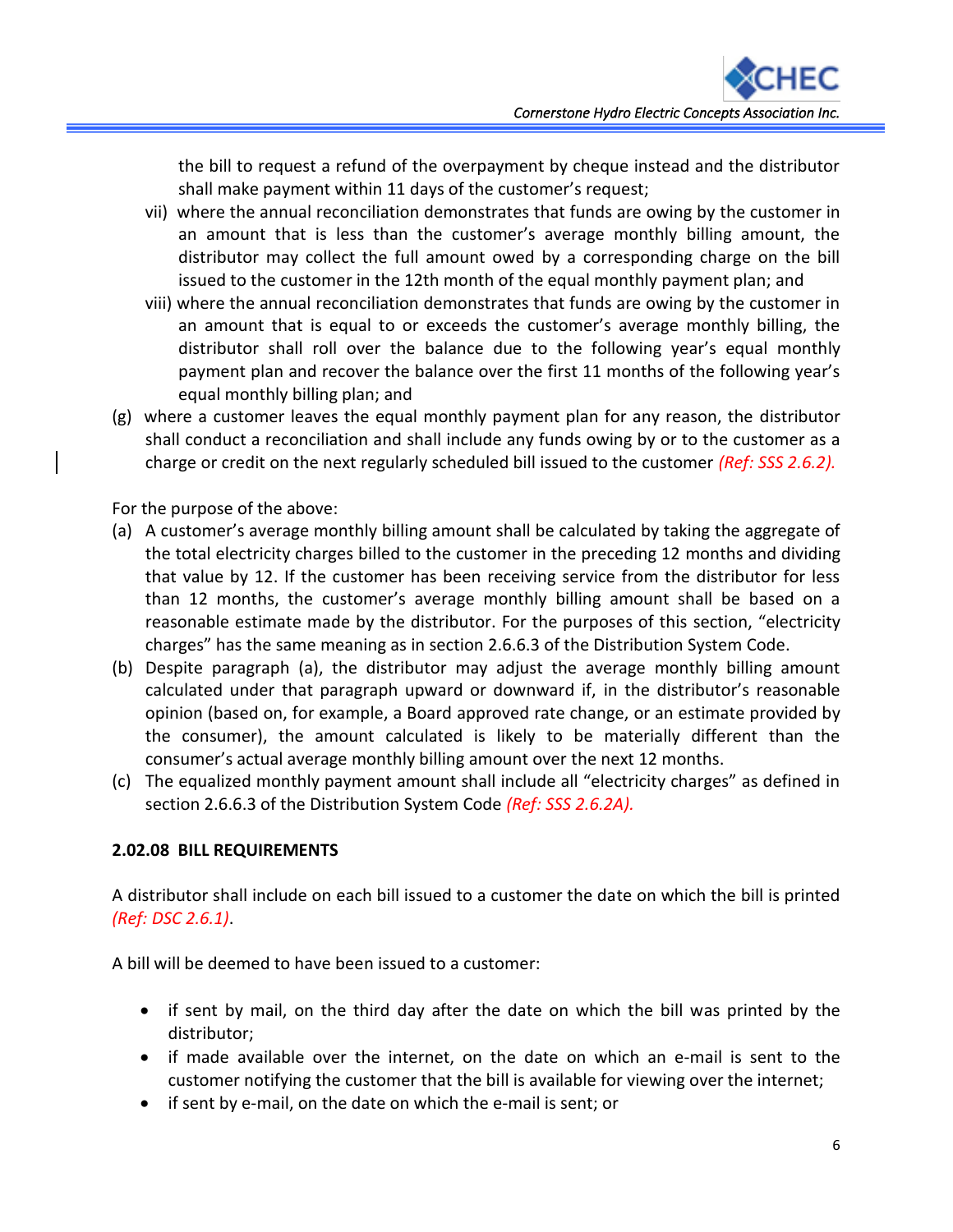the bill to request a refund of the overpayment by cheque instead and the distributor shall make payment within 11 days of the customer's request;

vii) where the annual reconciliation demonstrates that funds are owing by the customer in an amount that is less than the customer's average monthly billing amount, the distributor may collect the full amount owed by a corresponding charge on the bill issued to the customer in the 12th month of the equal monthly payment plan; and

viii) where the annual reconciliation demonstrates that funds are owing by the customer in an amount that is equal to or exceeds the customer's average monthly billing, the distributor shall roll over the balance due to the following year's equal monthly payment plan and recover the balance over the first 11 months of the following year's equal monthly billing plan; and

(g) where a customer leaves the equal monthly payment plan for any reason, the distributor shall conduct a reconciliation and shall include any funds owing by or to the customer as a charge or credit on the next regularly scheduled bill issued to the customer *(Ref: SSS 2.6.2).*

For the purpose of the above:

(a) A customer's average monthly billing amount shall be calculated by taking the aggregate of the total electricity charges billed to the customer in the preceding 12 months and dividing that value by 12. If the customer has been receiving service from the distributor for less than 12 months, the customer's average monthly billing amount shall be based on a reasonable estimate made by the distributor. For the purposes of this section, "electricity charges" has the same meaning as in section 2.6.6.3 of the Distribution System Code.

(b) Despite paragraph (a), the distributor may adjust the average monthly billing amount calculated under that paragraph upward or downward if, in the distributor's reasonable opinion (based on, for example, a Board approved rate change, or an estimate provided by the consumer), the amount calculated is likely to be materially different than the consumer's actual average monthly billing amount over the next 12 months.

(c) The equalized monthly payment amount shall include all "electricity charges" as defined in section 2.6.6.3 of the Distribution System Code *(Ref: SSS 2.6.2A).*

**2.02.08 BILL REQUIREMENTS**

A distributor shall include on each bill issued to a customer the date on which the bill is printed *(Ref: DSC 2.6.1)*.

A bill will be deemed to have been issued to a customer:

- if sent by mail, on the third day after the date on which the bill was printed by the distributor;
- if made available over the internet, on the date on which an e-mail is sent to the customer notifying the customer that the bill is available for viewing over the internet;
- if sent by e-mail, on the date on which the e-mail is sent; or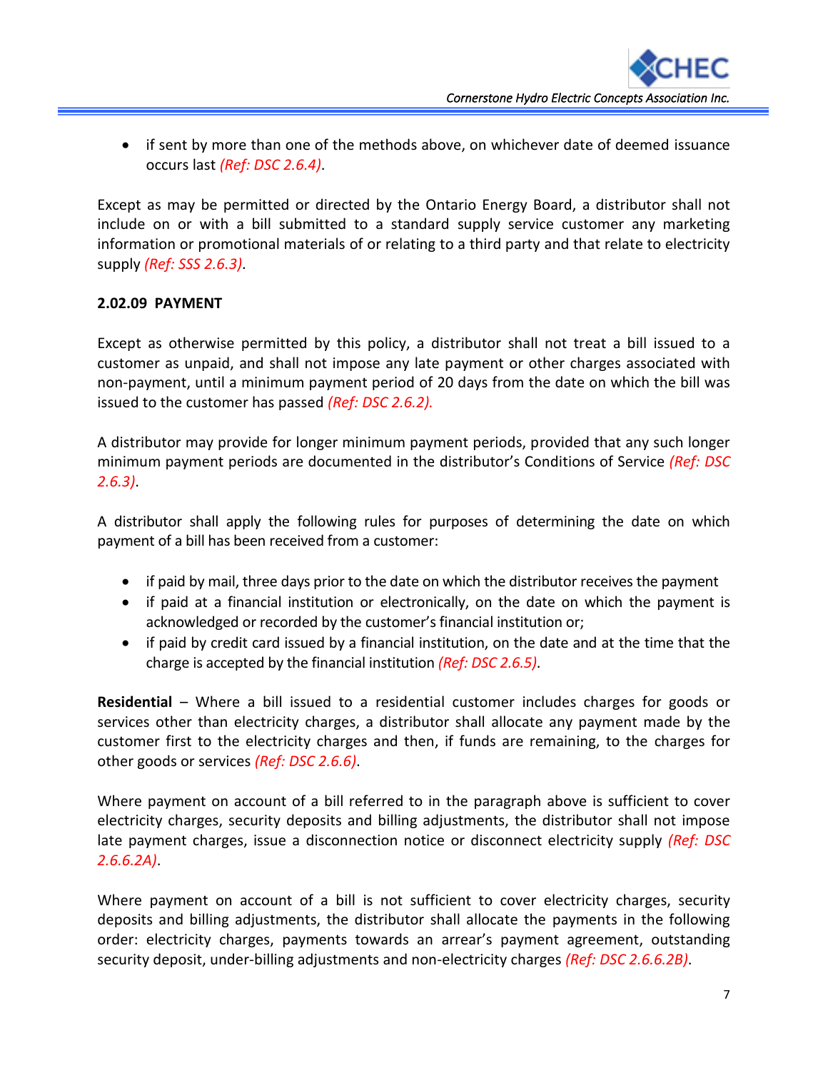- if sent by more than one of the methods above, on whichever date of deemed issuance occurs last *(Ref: DSC 2.6.4)*.

Except as may be permitted or directed by the Ontario Energy Board, a distributor shall not include on or with a bill submitted to a standard supply service customer any marketing information or promotional materials of or relating to a third party and that relate to electricity supply *(Ref: SSS 2.6.3)*.

**2.02.09 PAYMENT**

Except as otherwise permitted by this policy, a distributor shall not treat a bill issued to a customer as unpaid, and shall not impose any late payment or other charges associated with non-payment, until a minimum payment period of 20 days from the date on which the bill was issued to the customer has passed *(Ref: DSC 2.6.2).*

A distributor may provide for longer minimum payment periods, provided that any such longer minimum payment periods are documented in the distributor's Conditions of Service *(Ref: DSC 2.6.3)*.

A distributor shall apply the following rules for purposes of determining the date on which payment of a bill has been received from a customer:

- if paid by mail, three days prior to the date on which the distributor receives the payment
- if paid at a financial institution or electronically, on the date on which the payment is acknowledged or recorded by the customer's financial institution or;
- if paid by credit card issued by a financial institution, on the date and at the time that the charge is accepted by the financial institution *(Ref: DSC 2.6.5)*.

**Residential** – Where a bill issued to a residential customer includes charges for goods or services other than electricity charges, a distributor shall allocate any payment made by the customer first to the electricity charges and then, if funds are remaining, to the charges for other goods or services *(Ref: DSC 2.6.6)*.

Where payment on account of a bill referred to in the paragraph above is sufficient to cover electricity charges, security deposits and billing adjustments, the distributor shall not impose late payment charges, issue a disconnection notice or disconnect electricity supply *(Ref: DSC 2.6.6.2A)*.

Where payment on account of a bill is not sufficient to cover electricity charges, security deposits and billing adjustments, the distributor shall allocate the payments in the following order: electricity charges, payments towards an arrear's payment agreement, outstanding security deposit, under-billing adjustments and non-electricity charges *(Ref: DSC 2.6.6.2B)*.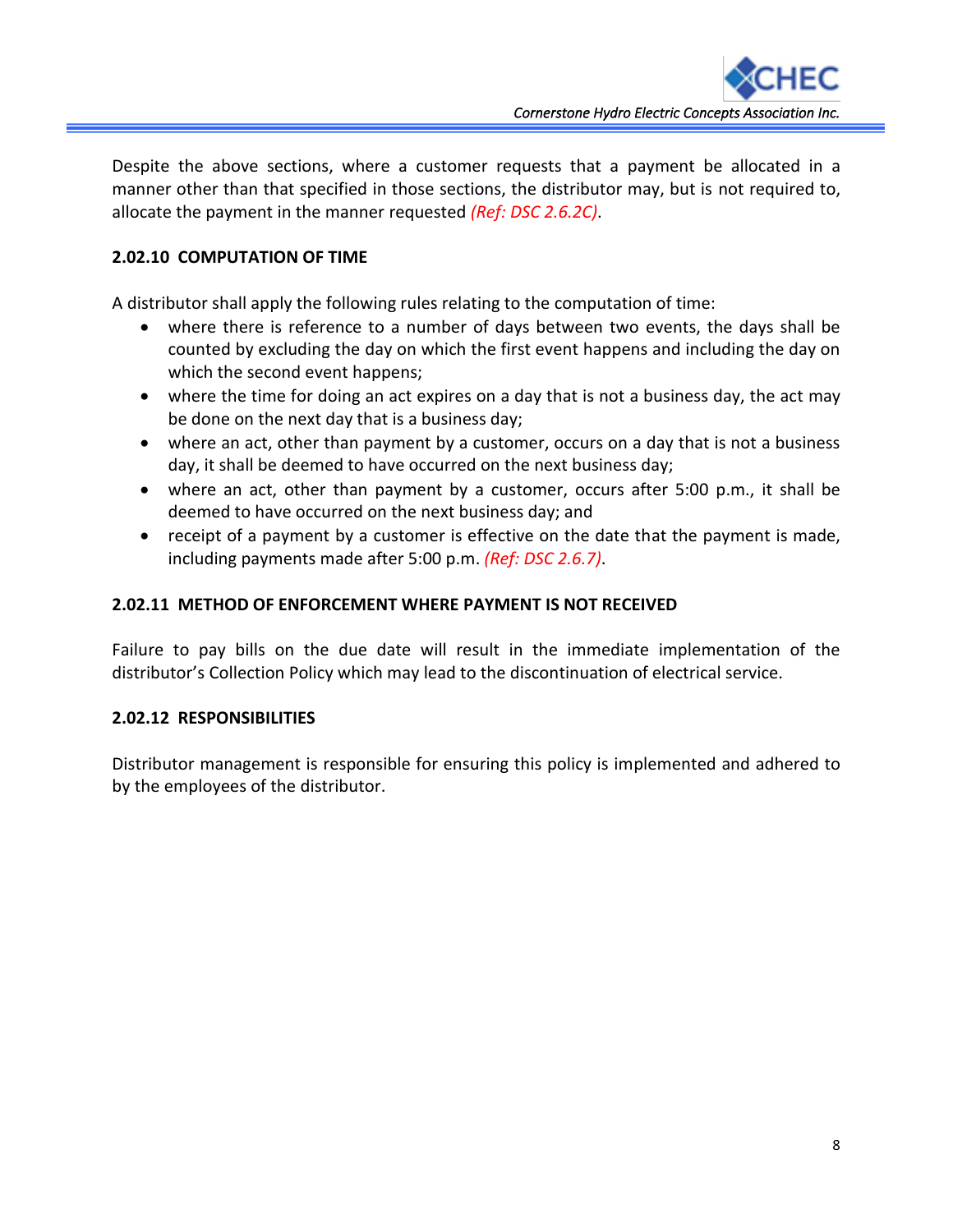Despite the above sections, where a customer requests that a payment be allocated in a manner other than that specified in those sections, the distributor may, but is not required to, allocate the payment in the manner requested *(Ref: DSC 2.6.2C)*.

### 2.02.10 COMPUTATION OF TIME

A distributor shall apply the following rules relating to the computation of time:

- where there is reference to a number of days between two events, the days shall be counted by excluding the day on which the first event happens and including the day on which the second event happens;
- where the time for doing an act expires on a day that is not a business day, the act may be done on the next day that is a business day;
- where an act, other than payment by a customer, occurs on a day that is not a business day, it shall be deemed to have occurred on the next business day;
- where an act, other than payment by a customer, occurs after 5:00 p.m., it shall be deemed to have occurred on the next business day; and
- receipt of a payment by a customer is effective on the date that the payment is made, including payments made after 5:00 p.m. *(Ref: DSC 2.6.7)*.

### 2.02.11 METHOD OF ENFORCEMENT WHERE PAYMENT IS NOT RECEIVED

Failure to pay bills on the due date will result in the immediate implementation of the distributor's Collection Policy which may lead to the discontinuation of electrical service.

### 2.02.12 RESPONSIBILITIES

Distributor management is responsible for ensuring this policy is implemented and adhered to by the employees of the distributor.